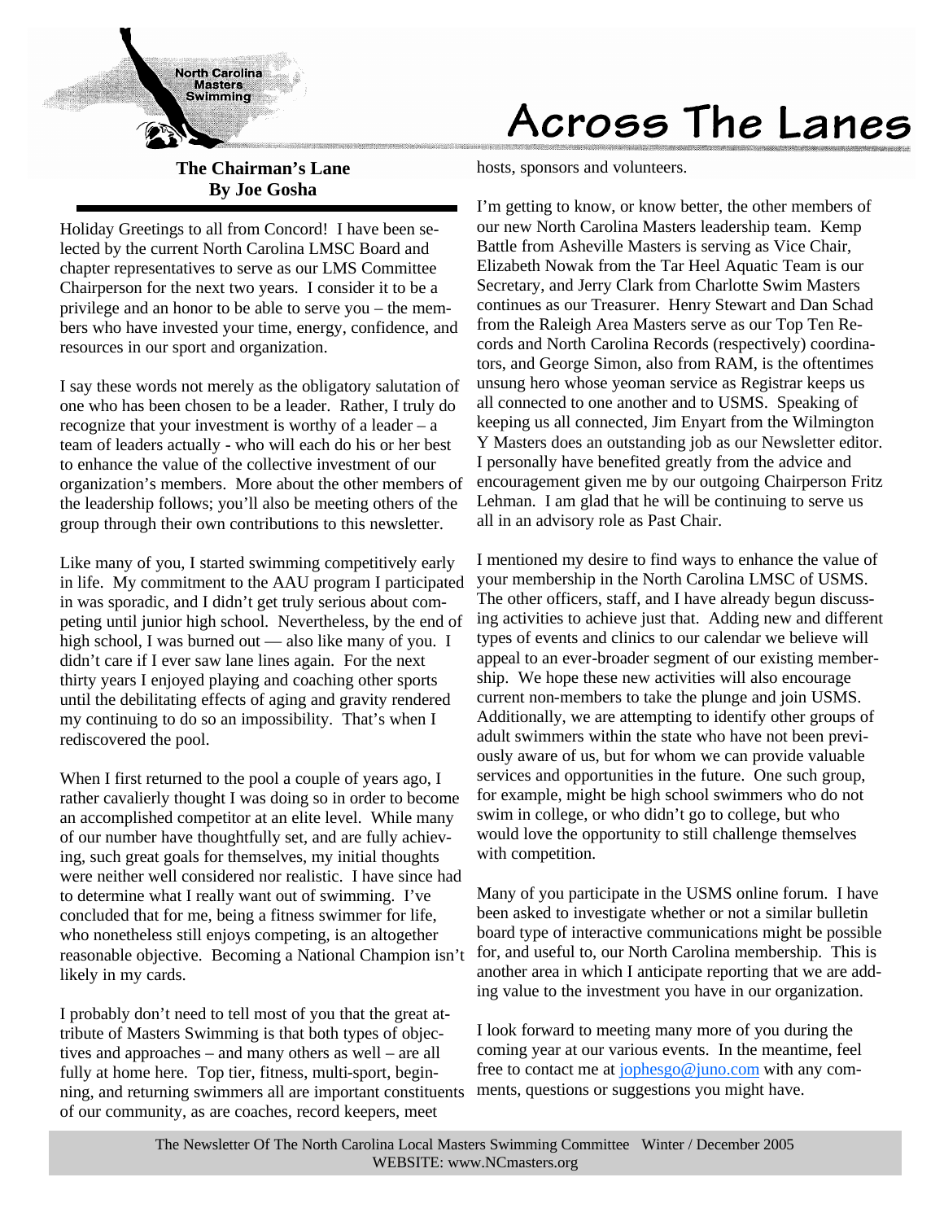North Carolina Masters Swimming

# Across The Lanes

## The Chairman's Lane
**By Joe Gosha**

Holiday Greetings to all from Concord! I have been selected by the current North Carolina LMSC Board and chapter representatives to serve as our LMS Committee Chairperson for the next two years. I consider it to be a privilege and an honor to be able to serve you – the members who have invested your time, energy, confidence, and resources in our sport and organization.

I say these words not merely as the obligatory salutation of one who has been chosen to be a leader. Rather, I truly do recognize that your investment is worthy of a leader – a team of leaders actually - who will each do his or her best to enhance the value of the collective investment of our organization's members. More about the other members of the leadership follows; you'll also be meeting others of the group through their own contributions to this newsletter.

Like many of you, I started swimming competitively early in life. My commitment to the AAU program I participated in was sporadic, and I didn't get truly serious about competing until junior high school. Nevertheless, by the end of high school, I was burned out — also like many of you. I didn't care if I ever saw lane lines again. For the next thirty years I enjoyed playing and coaching other sports until the debilitating effects of aging and gravity rendered my continuing to do so an impossibility. That's when I rediscovered the pool.

When I first returned to the pool a couple of years ago, I rather cavalierly thought I was doing so in order to become an accomplished competitor at an elite level. While many of our number have thoughtfully set, and are fully achieving, such great goals for themselves, my initial thoughts were neither well considered nor realistic. I have since had to determine what I really want out of swimming. I've concluded that for me, being a fitness swimmer for life, who nonetheless still enjoys competing, is an altogether reasonable objective. Becoming a National Champion isn't likely in my cards.

I probably don't need to tell most of you that the great attribute of Masters Swimming is that both types of objectives and approaches – and many others as well – are all fully at home here. Top tier, fitness, multi-sport, beginning, and returning swimmers all are important constituents of our community, as are coaches, record keepers, meet hosts, sponsors and volunteers.

I'm getting to know, or know better, the other members of our new North Carolina Masters leadership team. Kemp Battle from Asheville Masters is serving as Vice Chair, Elizabeth Nowak from the Tar Heel Aquatic Team is our Secretary, and Jerry Clark from Charlotte Swim Masters continues as our Treasurer. Henry Stewart and Dan Schad from the Raleigh Area Masters serve as our Top Ten Records and North Carolina Records (respectively) coordinators, and George Simon, also from RAM, is the oftentimes unsung hero whose yeoman service as Registrar keeps us all connected to one another and to USMS. Speaking of keeping us all connected, Jim Enyart from the Wilmington Y Masters does an outstanding job as our Newsletter editor. I personally have benefited greatly from the advice and encouragement given me by our outgoing Chairperson Fritz Lehman. I am glad that he will be continuing to serve us all in an advisory role as Past Chair.

I mentioned my desire to find ways to enhance the value of your membership in the North Carolina LMSC of USMS. The other officers, staff, and I have already begun discussing activities to achieve just that. Adding new and different types of events and clinics to our calendar we believe will appeal to an ever-broader segment of our existing membership. We hope these new activities will also encourage current non-members to take the plunge and join USMS. Additionally, we are attempting to identify other groups of adult swimmers within the state who have not been previously aware of us, but for whom we can provide valuable services and opportunities in the future. One such group, for example, might be high school swimmers who do not swim in college, or who didn't go to college, but who would love the opportunity to still challenge themselves with competition.

Many of you participate in the USMS online forum. I have been asked to investigate whether or not a similar bulletin board type of interactive communications might be possible for, and useful to, our North Carolina membership. This is another area in which I anticipate reporting that we are adding value to the investment you have in our organization.

I look forward to meeting many more of you during the coming year at our various events. In the meantime, feel free to contact me at jophesgo@juno.com with any comments, questions or suggestions you might have.

The Newsletter Of The North Carolina Local Masters Swimming Committee Winter / December 2005
WEBSITE: www.NCmasters.org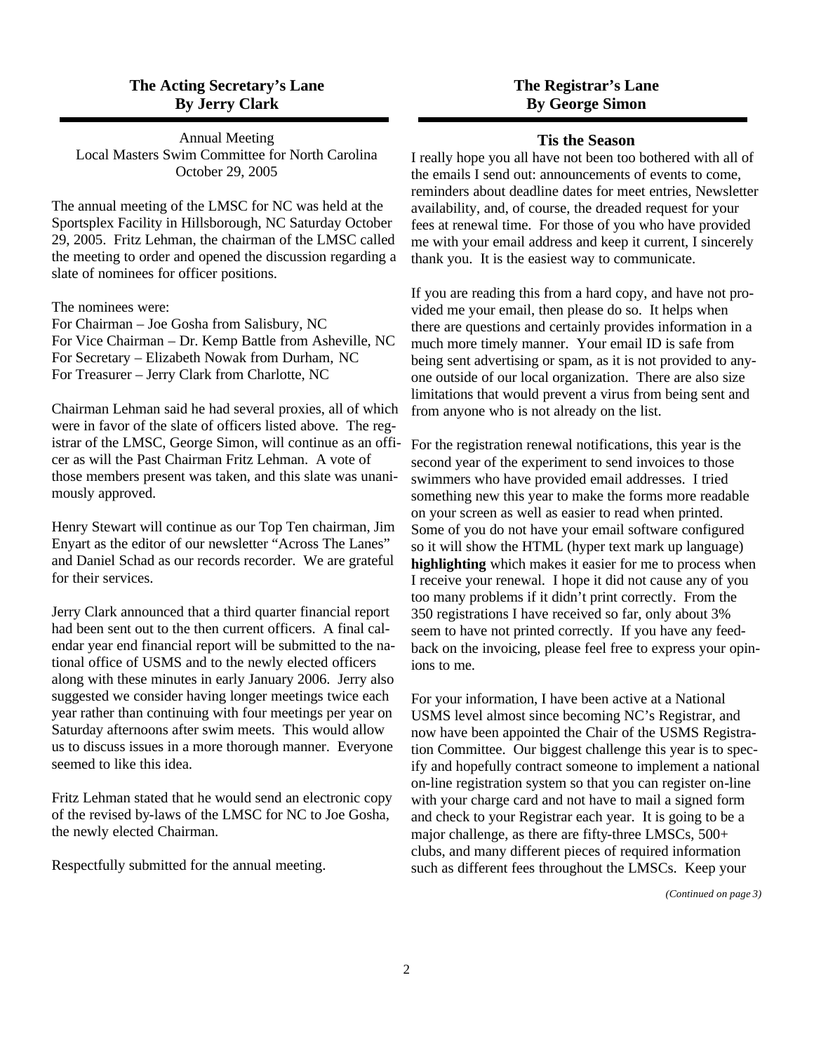## The Acting Secretary's Lane
### By Jerry Clark

Annual Meeting
Local Masters Swim Committee for North Carolina
October 29, 2005

The annual meeting of the LMSC for NC was held at the Sportsplex Facility in Hillsborough, NC Saturday October 29, 2005. Fritz Lehman, the chairman of the LMSC called the meeting to order and opened the discussion regarding a slate of nominees for officer positions.

The nominees were:
For Chairman – Joe Gosha from Salisbury, NC
For Vice Chairman – Dr. Kemp Battle from Asheville, NC
For Secretary – Elizabeth Nowak from Durham, NC
For Treasurer – Jerry Clark from Charlotte, NC

Chairman Lehman said he had several proxies, all of which were in favor of the slate of officers listed above. The registrar of the LMSC, George Simon, will continue as an officer as will the Past Chairman Fritz Lehman. A vote of those members present was taken, and this slate was unanimously approved.

Henry Stewart will continue as our Top Ten chairman, Jim Enyart as the editor of our newsletter "Across The Lanes" and Daniel Schad as our records recorder. We are grateful for their services.

Jerry Clark announced that a third quarter financial report had been sent out to the then current officers. A final calendar year end financial report will be submitted to the national office of USMS and to the newly elected officers along with these minutes in early January 2006. Jerry also suggested we consider having longer meetings twice each year rather than continuing with four meetings per year on Saturday afternoons after swim meets. This would allow us to discuss issues in a more thorough manner. Everyone seemed to like this idea.

Fritz Lehman stated that he would send an electronic copy of the revised by-laws of the LMSC for NC to Joe Gosha, the newly elected Chairman.

Respectfully submitted for the annual meeting.

## The Registrar's Lane
### By George Simon

### Tis the Season

I really hope you all have not been too bothered with all of the emails I send out: announcements of events to come, reminders about deadline dates for meet entries, Newsletter availability, and, of course, the dreaded request for your fees at renewal time. For those of you who have provided me with your email address and keep it current, I sincerely thank you. It is the easiest way to communicate.

If you are reading this from a hard copy, and have not provided me your email, then please do so. It helps when there are questions and certainly provides information in a much more timely manner. Your email ID is safe from being sent advertising or spam, as it is not provided to anyone outside of our local organization. There are also size limitations that would prevent a virus from being sent and from anyone who is not already on the list.

For the registration renewal notifications, this year is the second year of the experiment to send invoices to those swimmers who have provided email addresses. I tried something new this year to make the forms more readable on your screen as well as easier to read when printed. Some of you do not have your email software configured so it will show the HTML (hyper text mark up language) **highlighting** which makes it easier for me to process when I receive your renewal. I hope it did not cause any of you too many problems if it didn't print correctly. From the 350 registrations I have received so far, only about 3% seem to have not printed correctly. If you have any feedback on the invoicing, please feel free to express your opinions to me.

For your information, I have been active at a National USMS level almost since becoming NC's Registrar, and now have been appointed the Chair of the USMS Registration Committee. Our biggest challenge this year is to specify and hopefully contract someone to implement a national on-line registration system so that you can register on-line with your charge card and not have to mail a signed form and check to your Registrar each year. It is going to be a major challenge, as there are fifty-three LMSCs, 500+ clubs, and many different pieces of required information such as different fees throughout the LMSCs. Keep your

*(Continued on page 3)*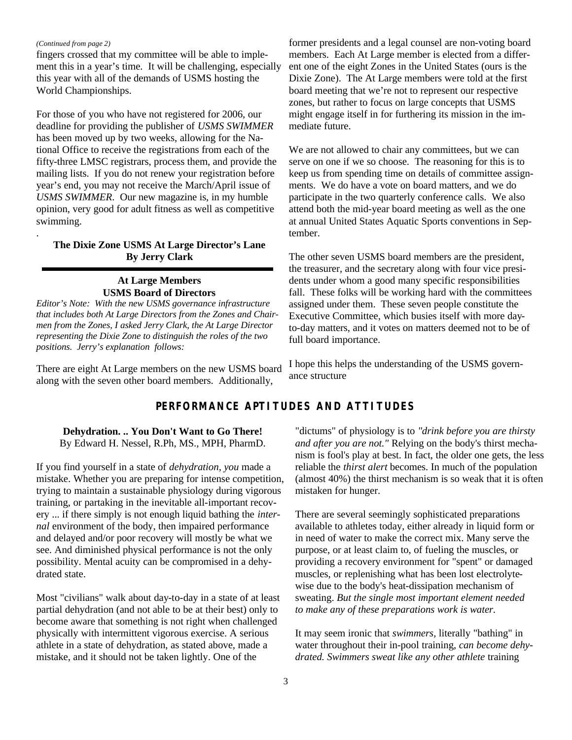*(Continued from page 2)*

fingers crossed that my committee will be able to implement this in a year's time. It will be challenging, especially this year with all of the demands of USMS hosting the World Championships.

For those of you who have not registered for 2006, our deadline for providing the publisher of *USMS SWIMMER* has been moved up by two weeks, allowing for the National Office to receive the registrations from each of the fifty-three LMSC registrars, process them, and provide the mailing lists. If you do not renew your registration before year's end, you may not receive the March/April issue of *USMS SWIMMER*. Our new magazine is, in my humble opinion, very good for adult fitness as well as competitive swimming.

.

**The Dixie Zone USMS At Large Director's Lane**
**By Jerry Clark**

---

**At Large Members**
**USMS Board of Directors**

*Editor's Note: With the new USMS governance infrastructure that includes both At Large Directors from the Zones and Chairmen from the Zones, I asked Jerry Clark, the At Large Director representing the Dixie Zone to distinguish the roles of the two positions. Jerry's explanation follows:*

There are eight At Large members on the new USMS board along with the seven other board members. Additionally, former presidents and a legal counsel are non-voting board members. Each At Large member is elected from a different one of the eight Zones in the United States (ours is the Dixie Zone). The At Large members were told at the first board meeting that we're not to represent our respective zones, but rather to focus on large concepts that USMS might engage itself in for furthering its mission in the immediate future.

We are not allowed to chair any committees, but we can serve on one if we so choose. The reasoning for this is to keep us from spending time on details of committee assignments. We do have a vote on board matters, and we do participate in the two quarterly conference calls. We also attend both the mid-year board meeting as well as the one at annual United States Aquatic Sports conventions in September.

The other seven USMS board members are the president, the treasurer, and the secretary along with four vice presidents under whom a good many specific responsibilities fall. These folks will be working hard with the committees assigned under them. These seven people constitute the Executive Committee, which busies itself with more day-to-day matters, and it votes on matters deemed not to be of full board importance.

I hope this helps the understanding of the USMS governance structure

## PERFORMANCE APTITUDES AND ATTITUDES

**Dehydration. .. You Don't Want to Go There!**
By Edward H. Nessel, R.Ph, MS., MPH, PharmD.

If you find yourself in a state of *dehydration*, *you* made a mistake. Whether you are preparing for intense competition, trying to maintain a sustainable physiology during vigorous training, or partaking in the inevitable all-important recovery ... if there simply is not enough liquid bathing the *internal* environment of the body, then impaired performance and delayed and/or poor recovery will mostly be what we see. And diminished physical performance is not the only possibility. Mental acuity can be compromised in a dehydrated state.

Most "civilians" walk about day-to-day in a state of at least partial dehydration (and not able to be at their best) only to become aware that something is not right when challenged physically with intermittent vigorous exercise. A serious athlete in a state of dehydration, as stated above, made a mistake, and it should not be taken lightly. One of the "dictums" of physiology is to *"drink before you are thirsty and after you are not."* Relying on the body's thirst mechanism is fool's play at best. In fact, the older one gets, the less reliable the *thirst alert* becomes. In much of the population (almost 40%) the thirst mechanism is so weak that it is often mistaken for hunger.

There are several seemingly sophisticated preparations available to athletes today, either already in liquid form or in need of water to make the correct mix. Many serve the purpose, or at least claim to, of fueling the muscles, or providing a recovery environment for "spent" or damaged muscles, or replenishing what has been lost electrolyte-wise due to the body's heat-dissipation mechanism of sweating. *But the single most important element needed to make any of these preparations work is water.*

It may seem ironic that *swimmers*, literally "bathing" in water throughout their in-pool training, *can become dehydrated. Swimmers sweat like any other athlete* training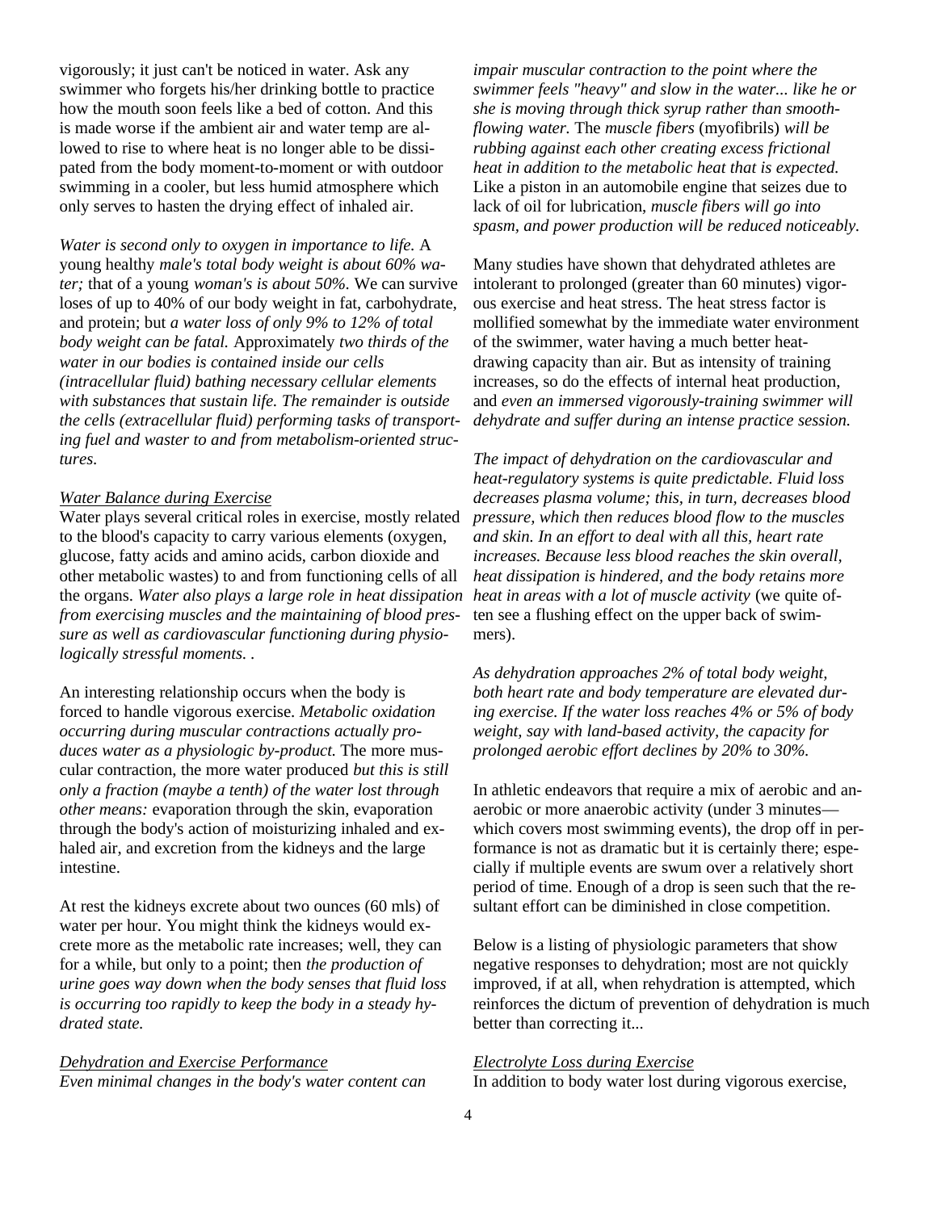vigorously; it just can't be noticed in water. Ask any swimmer who forgets his/her drinking bottle to practice how the mouth soon feels like a bed of cotton. And this is made worse if the ambient air and water temp are allowed to rise to where heat is no longer able to be dissipated from the body moment-to-moment or with outdoor swimming in a cooler, but less humid atmosphere which only serves to hasten the drying effect of inhaled air.

*Water is second only to oxygen in importance to life.* A young healthy *male's total body weight is about 60% water;* that of a young *woman's is about 50%*. We can survive loses of up to 40% of our body weight in fat, carbohydrate, and protein; but *a water loss of only 9% to 12% of total body weight can be fatal.* Approximately *two thirds of the water in our bodies is contained inside our cells (intracellular fluid) bathing necessary cellular elements with substances that sustain life. The remainder is outside the cells (extracellular fluid) performing tasks of transporting fuel and waster to and from metabolism-oriented structures.*

*Water Balance during Exercise*

Water plays several critical roles in exercise, mostly related to the blood's capacity to carry various elements (oxygen, glucose, fatty acids and amino acids, carbon dioxide and other metabolic wastes) to and from functioning cells of all the organs. *Water also plays a large role in heat dissipation from exercising muscles and the maintaining of blood pressure as well as cardiovascular functioning during physiologically stressful moments. .*

An interesting relationship occurs when the body is forced to handle vigorous exercise. *Metabolic oxidation occurring during muscular contractions actually produces water as a physiologic by-product.* The more muscular contraction, the more water produced *but this is still only a fraction (maybe a tenth) of the water lost through other means:* evaporation through the skin, evaporation through the body's action of moisturizing inhaled and exhaled air, and excretion from the kidneys and the large intestine.

At rest the kidneys excrete about two ounces (60 mls) of water per hour. You might think the kidneys would excrete more as the metabolic rate increases; well, they can for a while, but only to a point; then *the production of urine goes way down when the body senses that fluid loss is occurring too rapidly to keep the body in a steady hydrated state.*

*Dehydration and Exercise Performance*

*Even minimal changes in the body's water content can impair muscular contraction to the point where the swimmer feels "heavy" and slow in the water... like he or she is moving through thick syrup rather than smooth-flowing water.* The *muscle fibers* (myofibrils) *will be rubbing against each other creating excess frictional heat in addition to the metabolic heat that is expected.* Like a piston in an automobile engine that seizes due to lack of oil for lubrication, *muscle fibers will go into spasm, and power production will be reduced noticeably.*

Many studies have shown that dehydrated athletes are intolerant to prolonged (greater than 60 minutes) vigorous exercise and heat stress. The heat stress factor is mollified somewhat by the immediate water environment of the swimmer, water having a much better heat-drawing capacity than air. But as intensity of training increases, so do the effects of internal heat production, and *even an immersed vigorously-training swimmer will dehydrate and suffer during an intense practice session.*

*The impact of dehydration on the cardiovascular and heat-regulatory systems is quite predictable. Fluid loss decreases plasma volume; this, in turn, decreases blood pressure, which then reduces blood flow to the muscles and skin. In an effort to deal with all this, heart rate increases. Because less blood reaches the skin overall, heat dissipation is hindered, and the body retains more heat in areas with a lot of muscle activity* (we quite often see a flushing effect on the upper back of swimmers).

*As dehydration approaches 2% of total body weight, both heart rate and body temperature are elevated during exercise. If the water loss reaches 4% or 5% of body weight, say with land-based activity, the capacity for prolonged aerobic effort declines by 20% to 30%.*

In athletic endeavors that require a mix of aerobic and anaerobic or more anaerobic activity (under 3 minutes—which covers most swimming events), the drop off in performance is not as dramatic but it is certainly there; especially if multiple events are swum over a relatively short period of time. Enough of a drop is seen such that the resultant effort can be diminished in close competition.

Below is a listing of physiologic parameters that show negative responses to dehydration; most are not quickly improved, if at all, when rehydration is attempted, which reinforces the dictum of prevention of dehydration is much better than correcting it...

*Electrolyte Loss during Exercise*

In addition to body water lost during vigorous exercise,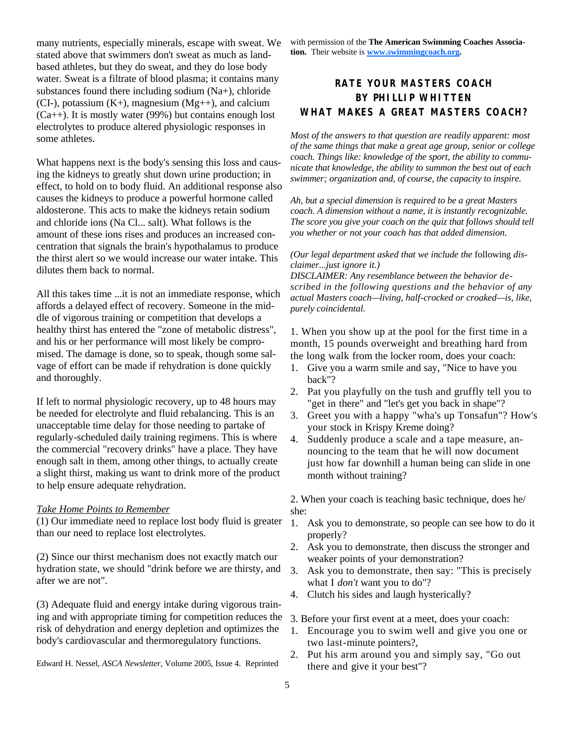many nutrients, especially minerals, escape with sweat. We stated above that swimmers don't sweat as much as land-based athletes, but they do sweat, and they do lose body water. Sweat is a filtrate of blood plasma; it contains many substances found there including sodium ($Na^+$), chloride ($Cl^-$), potassium ($K^+$), magnesium ($Mg^{++}$), and calcium ($Ca^{++}$). It is mostly water (99%) but contains enough lost electrolytes to produce altered physiologic responses in some athletes.

What happens next is the body's sensing this loss and causing the kidneys to greatly shut down urine production; in effect, to hold on to body fluid. An additional response also causes the kidneys to produce a powerful hormone called aldosterone. This acts to make the kidneys retain sodium and chloride ions (Na Cl... salt). What follows is the amount of these ions rises and produces an increased concentration that signals the brain's hypothalamus to produce the thirst alert so we would increase our water intake. This dilutes them back to normal.

All this takes time ...it is not an immediate response, which affords a delayed effect of recovery. Someone in the middle of vigorous training or competition that develops a healthy thirst has entered the "zone of metabolic distress", and his or her performance will most likely be compromised. The damage is done, so to speak, though some salvage of effort can be made if rehydration is done quickly and thoroughly.

If left to normal physiologic recovery, up to 48 hours may be needed for electrolyte and fluid rebalancing. This is an unacceptable time delay for those needing to partake of regularly-scheduled daily training regimens. This is where the commercial "recovery drinks" have a place. They have enough salt in them, among other things, to actually create a slight thirst, making us want to drink more of the product to help ensure adequate rehydration.

<u>*Take Home Points to Remember*</u>

(1) Our immediate need to replace lost body fluid is greater than our need to replace lost electrolytes.

(2) Since our thirst mechanism does not exactly match our hydration state, we should "drink before we are thirsty, and after we are not".

(3) Adequate fluid and energy intake during vigorous training and with appropriate timing for competition reduces the risk of dehydration and energy depletion and optimizes the body's cardiovascular and thermoregulatory functions.

Edward H. Nessel, *ASCA Newsletter,* Volume 2005, Issue 4. Reprinted with permission of the **The American Swimming Coaches Association.** Their website is **www.swimmingcoach.org.**

## RATE YOUR MASTERS COACH
## BY PHILLIP WHITTEN
## WHAT MAKES A GREAT MASTERS COACH?

*Most of the answers to that question are readily apparent: most of the same things that make a great age group, senior or college coach. Things like: knowledge of the sport, the ability to communicate that knowledge, the ability to summon the best out of each swimmer; organization and, of course, the capacity to inspire.*

*Ah, but a special dimension is required to be a great Masters coach. A dimension without a name, it is instantly recognizable. The score you give your coach on the quiz that follows should tell you whether or not your coach has that added dimension.*

*(Our legal department asked that we include the* following *disclaimer...just ignore it.)*

*DISCLAIMER: Any resemblance between the behavior described in the following questions and the behavior of any actual Masters coach—living, half-crocked or croaked—is, like, purely coincidental.*

1. When you show up at the pool for the first time in a month, 15 pounds overweight and breathing hard from the long walk from the locker room, does your coach:

1. Give you a warm smile and say, "Nice to have you back"?
2. Pat you playfully on the tush and gruffly tell you to "get in there" and "let's get you back in shape"?
3. Greet you with a happy "wha's up Tonsafun"? How's your stock in Krispy Kreme doing?
4. Suddenly produce a scale and a tape measure, announcing to the team that he will now document just how far downhill a human being can slide in one month without training?

2. When your coach is teaching basic technique, does he/she:

1. Ask you to demonstrate, so people can see how to do it properly?
2. Ask you to demonstrate, then discuss the stronger and weaker points of your demonstration?
3. Ask you to demonstrate, then say: "This is precisely what I *don't* want you to do"?
4. Clutch his sides and laugh hysterically?

3. Before your first event at a meet, does your coach:

1. Encourage you to swim well and give you one or two last-minute pointers?,
2. Put his arm around you and simply say, "Go out there and give it your best"?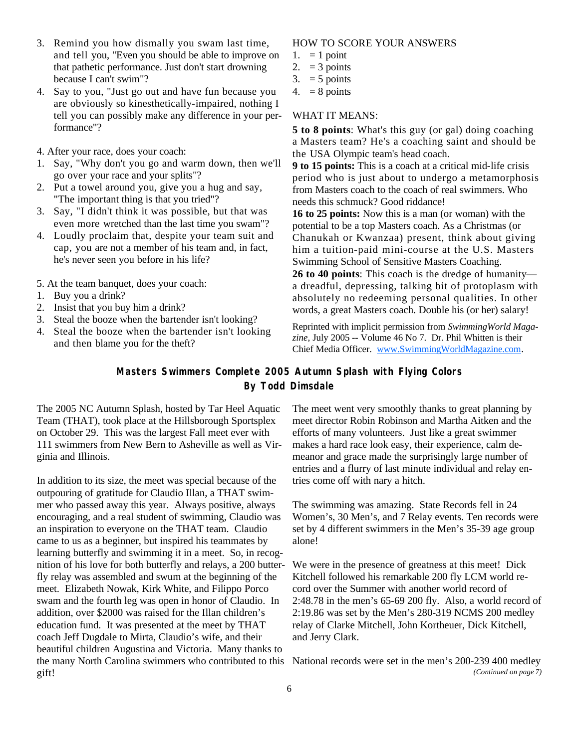3. Remind you how dismally you swam last time, and tell you, "Even you should be able to improve on that pathetic performance. Just don't start drowning because I can't swim"?
4. Say to you, "Just go out and have fun because you are obviously so kinesthetically-impaired, nothing I tell you can possibly make any difference in your performance"?

4. After your race, does your coach:

1. Say, "Why don't you go and warm down, then we'll go over your race and your splits"?
2. Put a towel around you, give you a hug and say, "The important thing is that you tried"?
3. Say, "I didn't think it was possible, but that was even more wretched than the last time you swam"?
4. Loudly proclaim that, despite your team suit and cap, you are not a member of his team and, in fact, he's never seen you before in his life?

5. At the team banquet, does your coach:

1. Buy you a drink?
2. Insist that you buy him a drink?
3. Steal the booze when the bartender isn't looking?
4. Steal the booze when the bartender isn't looking and then blame you for the theft?

HOW TO SCORE YOUR ANSWERS

1. = 1 point
2. = 3 points
3. = 5 points
4. = 8 points

WHAT IT MEANS:

**5 to 8 points**: What's this guy (or gal) doing coaching a Masters team? He's a coaching saint and should be the USA Olympic team's head coach.

**9 to 15 points:** This is a coach at a critical mid-life crisis period who is just about to undergo a metamorphosis from Masters coach to the coach of real swimmers. Who needs this schmuck? Good riddance!

**16 to 25 points:** Now this is a man (or woman) with the potential to be a top Masters coach. As a Christmas (or Chanukah or Kwanzaa) present, think about giving him a tuition-paid mini-course at the U.S. Masters Swimming School of Sensitive Masters Coaching.

**26 to 40 points**: This coach is the dredge of humanity—a dreadful, depressing, talking bit of protoplasm with absolutely no redeeming personal qualities. In other words, a great Masters coach. Double his (or her) salary!

Reprinted with implicit permission from *SwimmingWorld Magazine*, July 2005 -- Volume 46 No 7. Dr. Phil Whitten is their Chief Media Officer. www.SwimmingWorldMagazine.com.

## Masters Swimmers Complete 2005 Autumn Splash with Flying Colors

**By Todd Dimsdale**

The 2005 NC Autumn Splash, hosted by Tar Heel Aquatic Team (THAT), took place at the Hillsborough Sportsplex on October 29. This was the largest Fall meet ever with 111 swimmers from New Bern to Asheville as well as Virginia and Illinois.

In addition to its size, the meet was special because of the outpouring of gratitude for Claudio Illan, a THAT swimmer who passed away this year. Always positive, always encouraging, and a real student of swimming, Claudio was an inspiration to everyone on the THAT team. Claudio came to us as a beginner, but inspired his teammates by learning butterfly and swimming it in a meet. So, in recognition of his love for both butterfly and relays, a 200 butterfly relay was assembled and swum at the beginning of the meet. Elizabeth Nowak, Kirk White, and Filippo Porco swam and the fourth leg was open in honor of Claudio. In addition, over $2000 was raised for the Illan children's education fund. It was presented at the meet by THAT coach Jeff Dugdale to Mirta, Claudio's wife, and their beautiful children Augustina and Victoria. Many thanks to the many North Carolina swimmers who contributed to this gift!

The meet went very smoothly thanks to great planning by meet director Robin Robinson and Martha Aitken and the efforts of many volunteers. Just like a great swimmer makes a hard race look easy, their experience, calm demeanor and grace made the surprisingly large number of entries and a flurry of last minute individual and relay entries come off with nary a hitch.

The swimming was amazing. State Records fell in 24 Women's, 30 Men's, and 7 Relay events. Ten records were set by 4 different swimmers in the Men's 35-39 age group alone!

We were in the presence of greatness at this meet! Dick Kitchell followed his remarkable 200 fly LCM world record over the Summer with another world record of 2:48.78 in the men's 65-69 200 fly. Also, a world record of 2:19.86 was set by the Men's 280-319 NCMS 200 medley relay of Clarke Mitchell, John Kortheuer, Dick Kitchell, and Jerry Clark.

National records were set in the men's 200-239 400 medley

*(Continued on page 7)*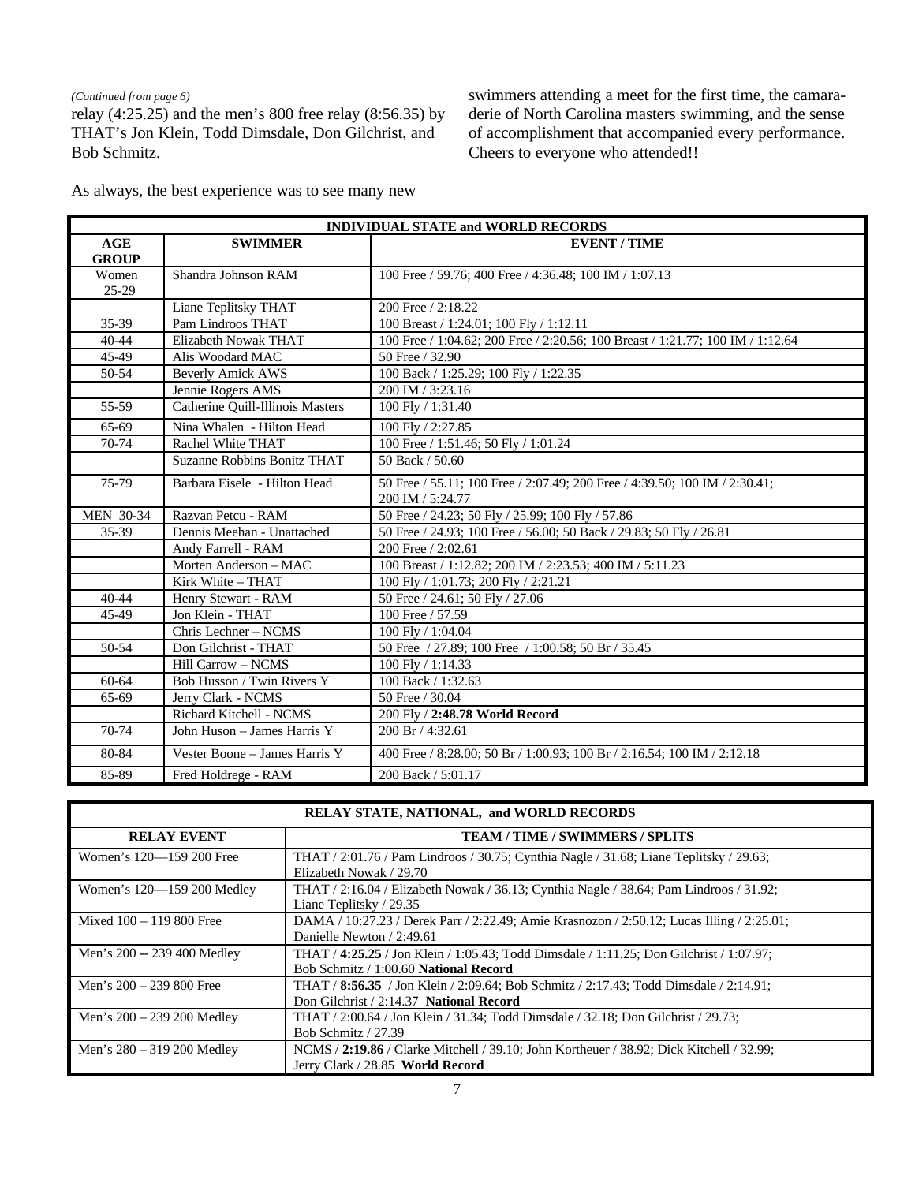*(Continued from page 6)*
relay (4:25.25) and the men's 800 free relay (8:56.35) by THAT's Jon Klein, Todd Dimsdale, Don Gilchrist, and Bob Schmitz.

As always, the best experience was to see many new swimmers attending a meet for the first time, the camaraderie of North Carolina masters swimming, and the sense of accomplishment that accompanied every performance. Cheers to everyone who attended!!

| **INDIVIDUAL STATE and WORLD RECORDS** | | |
|---|---|---|
| **AGE GROUP** | **SWIMMER** | **EVENT / TIME** |
| Women 25-29 | Shandra Johnson RAM | 100 Free / 59.76; 400 Free / 4:36.48; 100 IM / 1:07.13 |
| | Liane Teplitsky THAT | 200 Free / 2:18.22 |
| 35-39 | Pam Lindroos THAT | 100 Breast / 1:24.01; 100 Fly / 1:12.11 |
| 40-44 | Elizabeth Nowak THAT | 100 Free / 1:04.62; 200 Free / 2:20.56; 100 Breast / 1:21.77; 100 IM / 1:12.64 |
| 45-49 | Alis Woodard MAC | 50 Free / 32.90 |
| 50-54 | Beverly Amick AWS | 100 Back / 1:25.29; 100 Fly / 1:22.35 |
| | Jennie Rogers AMS | 200 IM / 3:23.16 |
| 55-59 | Catherine Quill-Illinois Masters | 100 Fly / 1:31.40 |
| 65-69 | Nina Whalen - Hilton Head | 100 Fly / 2:27.85 |
| 70-74 | Rachel White THAT | 100 Free / 1:51.46; 50 Fly / 1:01.24 |
| | Suzanne Robbins Bonitz THAT | 50 Back / 50.60 |
| 75-79 | Barbara Eisele - Hilton Head | 50 Free / 55.11; 100 Free / 2:07.49; 200 Free / 4:39.50; 100 IM / 2:30.41; 200 IM / 5:24.77 |
| MEN 30-34 | Razvan Petcu - RAM | 50 Free / 24.23; 50 Fly / 25.99; 100 Fly / 57.86 |
| 35-39 | Dennis Meehan - Unattached | 50 Free / 24.93; 100 Free / 56.00; 50 Back / 29.83; 50 Fly / 26.81 |
| | Andy Farrell - RAM | 200 Free / 2:02.61 |
| | Morten Anderson – MAC | 100 Breast / 1:12.82; 200 IM / 2:23.53; 400 IM / 5:11.23 |
| | Kirk White – THAT | 100 Fly / 1:01.73; 200 Fly / 2:21.21 |
| 40-44 | Henry Stewart - RAM | 50 Free / 24.61; 50 Fly / 27.06 |
| 45-49 | Jon Klein - THAT | 100 Free / 57.59 |
| | Chris Lechner – NCMS | 100 Fly / 1:04.04 |
| 50-54 | Don Gilchrist - THAT | 50 Free / 27.89; 100 Free / 1:00.58; 50 Br / 35.45 |
| | Hill Carrow – NCMS | 100 Fly / 1:14.33 |
| 60-64 | Bob Husson / Twin Rivers Y | 100 Back / 1:32.63 |
| 65-69 | Jerry Clark - NCMS | 50 Free / 30.04 |
| | Richard Kitchell - NCMS | 200 Fly / **2:48.78 World Record** |
| 70-74 | John Huson – James Harris Y | 200 Br / 4:32.61 |
| 80-84 | Vester Boone – James Harris Y | 400 Free / 8:28.00; 50 Br / 1:00.93; 100 Br / 2:16.54; 100 IM / 2:12.18 |
| 85-89 | Fred Holdrege - RAM | 200 Back / 5:01.17 |

| **RELAY STATE, NATIONAL, and WORLD RECORDS** | |
|---|---|
| **RELAY EVENT** | **TEAM / TIME / SWIMMERS / SPLITS** |
| Women's 120—159 200 Free | THAT / 2:01.76 / Pam Lindroos / 30.75; Cynthia Nagle / 31.68; Liane Teplitsky / 29.63; Elizabeth Nowak / 29.70 |
| Women's 120—159 200 Medley | THAT / 2:16.04 / Elizabeth Nowak / 36.13; Cynthia Nagle / 38.64; Pam Lindroos / 31.92; Liane Teplitsky / 29.35 |
| Mixed 100 – 119 800 Free | DAMA / 10:27.23 / Derek Parr / 2:22.49; Amie Krasnozon / 2:50.12; Lucas Illing / 2:25.01; Danielle Newton / 2:49.61 |
| Men's 200 -- 239 400 Medley | THAT / **4:25.25** / Jon Klein / 1:05.43; Todd Dimsdale / 1:11.25; Don Gilchrist / 1:07.97; Bob Schmitz / 1:00.60 **National Record** |
| Men's 200 – 239 800 Free | THAT / **8:56.35** / Jon Klein / 2:09.64; Bob Schmitz / 2:17.43; Todd Dimsdale / 2:14.91; Don Gilchrist / 2:14.37 **National Record** |
| Men's 200 – 239 200 Medley | THAT / 2:00.64 / Jon Klein / 31.34; Todd Dimsdale / 32.18; Don Gilchrist / 29.73; Bob Schmitz / 27.39 |
| Men's 280 – 319 200 Medley | NCMS / **2:19.86** / Clarke Mitchell / 39.10; John Kortheuer / 38.92; Dick Kitchell / 32.99; Jerry Clark / 28.85 **World Record** |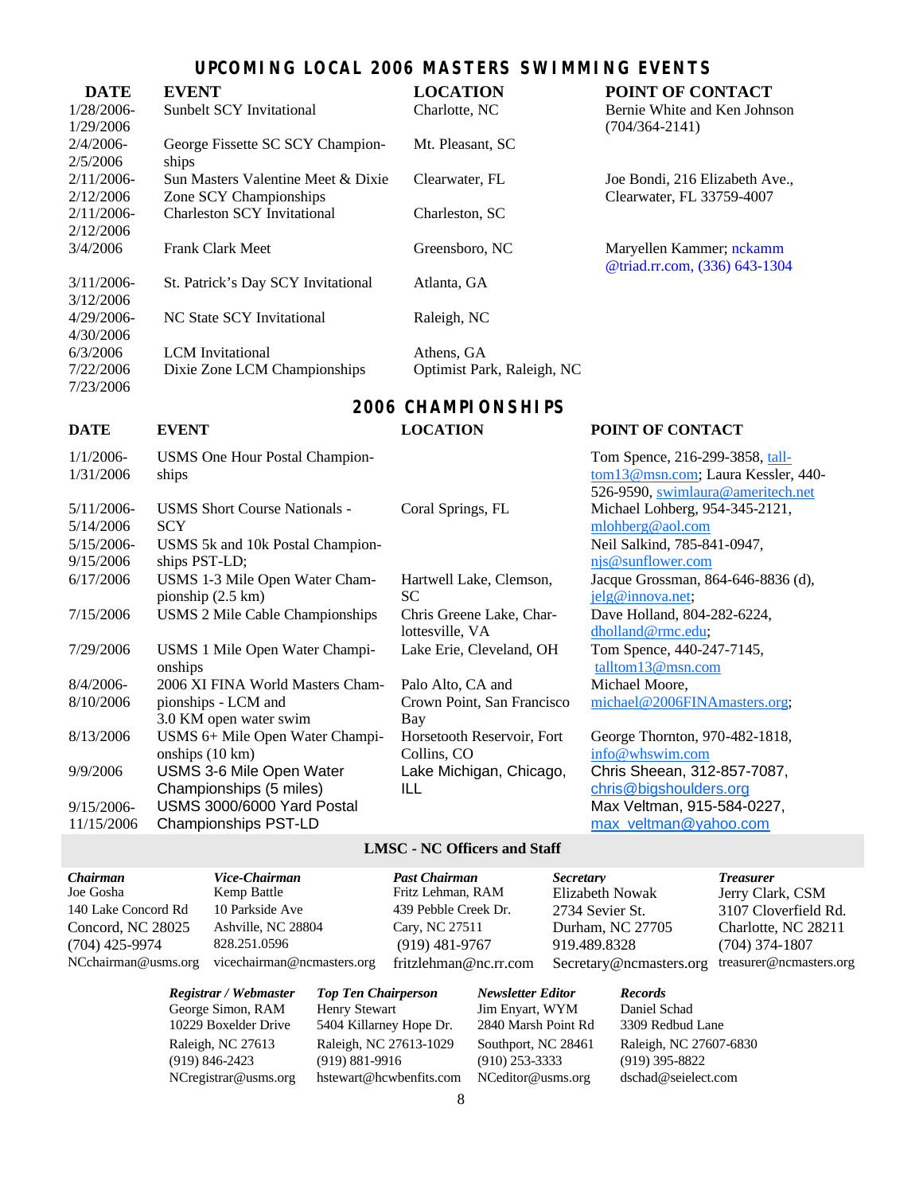## UPCOMING LOCAL 2006 MASTERS SWIMMING EVENTS

| DATE | EVENT | LOCATION | POINT OF CONTACT |
|---|---|---|---|
| 1/28/2006-1/29/2006 | Sunbelt SCY Invitational | Charlotte, NC | Bernie White and Ken Johnson (704/364-2141) |
| 2/4/2006-2/5/2006 | George Fissette SC SCY Championships | Mt. Pleasant, SC | |
| 2/11/2006-2/12/2006 | Sun Masters Valentine Meet & Dixie Zone SCY Championships | Clearwater, FL | Joe Bondi, 216 Elizabeth Ave., Clearwater, FL 33759-4007 |
| 2/11/2006-2/12/2006 | Charleston SCY Invitational | Charleston, SC | |
| 3/4/2006 | Frank Clark Meet | Greensboro, NC | Maryellen Kammer; nckamm@triad.rr.com, (336) 643-1304 |
| 3/11/2006-3/12/2006 | St. Patrick's Day SCY Invitational | Atlanta, GA | |
| 4/29/2006-4/30/2006 | NC State SCY Invitational | Raleigh, NC | |
| 6/3/2006 | LCM Invitational | Athens, GA | |
| 7/22/2006 7/23/2006 | Dixie Zone LCM Championships | Optimist Park, Raleigh, NC | |

## 2006 CHAMPIONSHIPS

| DATE | EVENT | LOCATION | POINT OF CONTACT |
|---|---|---|---|
| 1/1/2006-1/31/2006 | USMS One Hour Postal Championships | | Tom Spence, 216-299-3858, talltom13@msn.com; Laura Kessler, 440-526-9590, swimlaura@ameritech.net |
| 5/11/2006-5/14/2006 | USMS Short Course Nationals - SCY | Coral Springs, FL | Michael Lohberg, 954-345-2121, mlohberg@aol.com |
| 5/15/2006-9/15/2006 | USMS 5k and 10k Postal Championships PST-LD; | | Neil Salkind, 785-841-0947, njs@sunflower.com |
| 6/17/2006 | USMS 1-3 Mile Open Water Championship (2.5 km) | Hartwell Lake, Clemson, SC | Jacque Grossman, 864-646-8836 (d), jelg@innova.net; |
| 7/15/2006 | USMS 2 Mile Cable Championships | Chris Greene Lake, Charlottesville, VA | Dave Holland, 804-282-6224, dholland@rmc.edu; |
| 7/29/2006 | USMS 1 Mile Open Water Championships | Lake Erie, Cleveland, OH | Tom Spence, 440-247-7145, talltom13@msn.com |
| 8/4/2006-8/10/2006 | 2006 XI FINA World Masters Championships - LCM and 3.0 KM open water swim | Palo Alto, CA and Crown Point, San Francisco Bay | Michael Moore, michael@2006FINAmasters.org; |
| 8/13/2006 | USMS 6+ Mile Open Water Championships (10 km) | Horsetooth Reservoir, Fort Collins, CO | George Thornton, 970-482-1818, info@whswim.com |
| 9/9/2006 | USMS 3-6 Mile Open Water Championships (5 miles) | Lake Michigan, Chicago, ILL | Chris Sheean, 312-857-7087, chris@bigshoulders.org |
| 9/15/2006-11/15/2006 | USMS 3000/6000 Yard Postal Championships PST-LD | | Max Veltman, 915-584-0227, max_veltman@yahoo.com |

## LMSC - NC Officers and Staff

***Chairman***
Joe Gosha
140 Lake Concord Rd
Concord, NC 28025
(704) 425-9974
NCchairman@usms.org

***Vice-Chairman***
Kemp Battle
10 Parkside Ave
Ashville, NC 28804
828.251.0596
vicechairman@ncmasters.org

***Past Chairman***
Fritz Lehman, RAM
439 Pebble Creek Dr.
Cary, NC 27511
(919) 481-9767
fritzlehman@nc.rr.com

***Secretary***
Elizabeth Nowak
2734 Sevier St.
Durham, NC 27705
919.489.8328
Secretary@ncmasters.org

***Treasurer***
Jerry Clark, CSM
3107 Cloverfield Rd.
Charlotte, NC 28211
(704) 374-1807
treasurer@ncmasters.org

***Registrar / Webmaster***
George Simon, RAM
10229 Boxelder Drive
Raleigh, NC 27613
(919) 846-2423
NCregistrar@usms.org

***Top Ten Chairperson***
Henry Stewart
5404 Killarney Hope Dr.
Raleigh, NC 27613-1029
(919) 881-9916
hstewart@hcwbenfits.com

***Newsletter Editor***
Jim Enyart, WYM
2840 Marsh Point Rd
Southport, NC 28461
(910) 253-3333
NCeditor@usms.org

***Records***
Daniel Schad
3309 Redbud Lane
Raleigh, NC 27607-6830
(919) 395-8822
dschad@seielect.com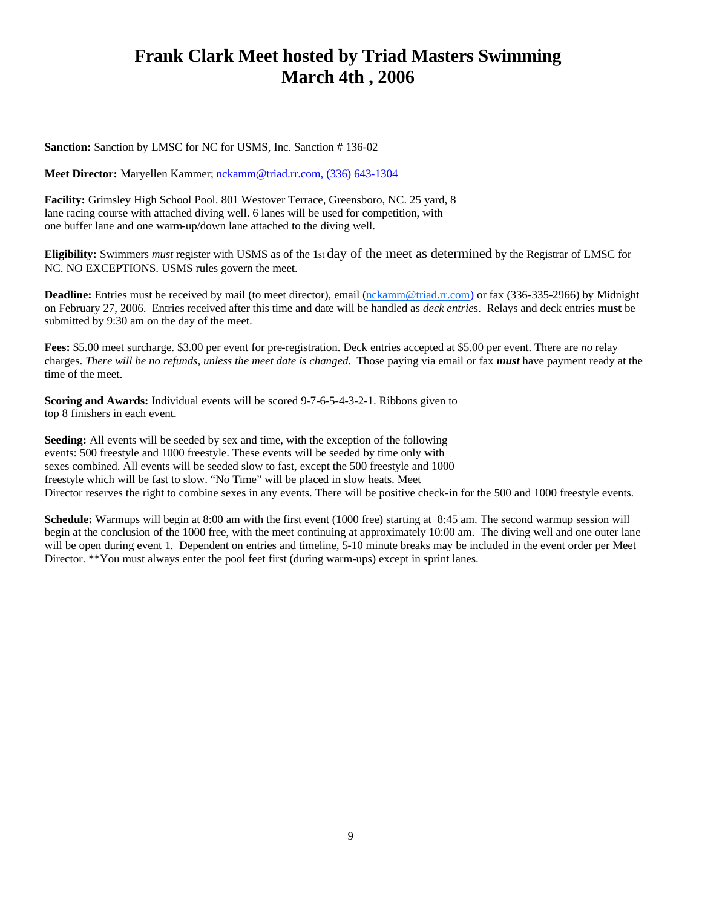# Frank Clark Meet hosted by Triad Masters Swimming
# March 4th , 2006

**Sanction:** Sanction by LMSC for NC for USMS, Inc. Sanction # 136-02

**Meet Director:** Maryellen Kammer; nckamm@triad.rr.com, (336) 643-1304

**Facility:** Grimsley High School Pool. 801 Westover Terrace, Greensboro, NC. 25 yard, 8 lane racing course with attached diving well. 6 lanes will be used for competition, with one buffer lane and one warm-up/down lane attached to the diving well.

**Eligibility:** Swimmers *must* register with USMS as of the 1st day of the meet as determined by the Registrar of LMSC for NC. NO EXCEPTIONS. USMS rules govern the meet.

**Deadline:** Entries must be received by mail (to meet director), email (nckamm@triad.rr.com) or fax (336-335-2966) by Midnight on February 27, 2006. Entries received after this time and date will be handled as *deck entries*. Relays and deck entries **must** be submitted by 9:30 am on the day of the meet.

**Fees:** $5.00 meet surcharge. $3.00 per event for pre-registration. Deck entries accepted at $5.00 per event. There are *no* relay charges. *There will be no refunds, unless the meet date is changed.* Those paying via email or fax ***must*** have payment ready at the time of the meet.

**Scoring and Awards:** Individual events will be scored 9-7-6-5-4-3-2-1. Ribbons given to top 8 finishers in each event.

**Seeding:** All events will be seeded by sex and time, with the exception of the following events: 500 freestyle and 1000 freestyle. These events will be seeded by time only with sexes combined. All events will be seeded slow to fast, except the 500 freestyle and 1000 freestyle which will be fast to slow. "No Time" will be placed in slow heats. Meet Director reserves the right to combine sexes in any events. There will be positive check-in for the 500 and 1000 freestyle events.

**Schedule:** Warmups will begin at 8:00 am with the first event (1000 free) starting at 8:45 am. The second warmup session will begin at the conclusion of the 1000 free, with the meet continuing at approximately 10:00 am. The diving well and one outer lane will be open during event 1. Dependent on entries and timeline, 5-10 minute breaks may be included in the event order per Meet Director. **You must always enter the pool feet first (during warm-ups) except in sprint lanes.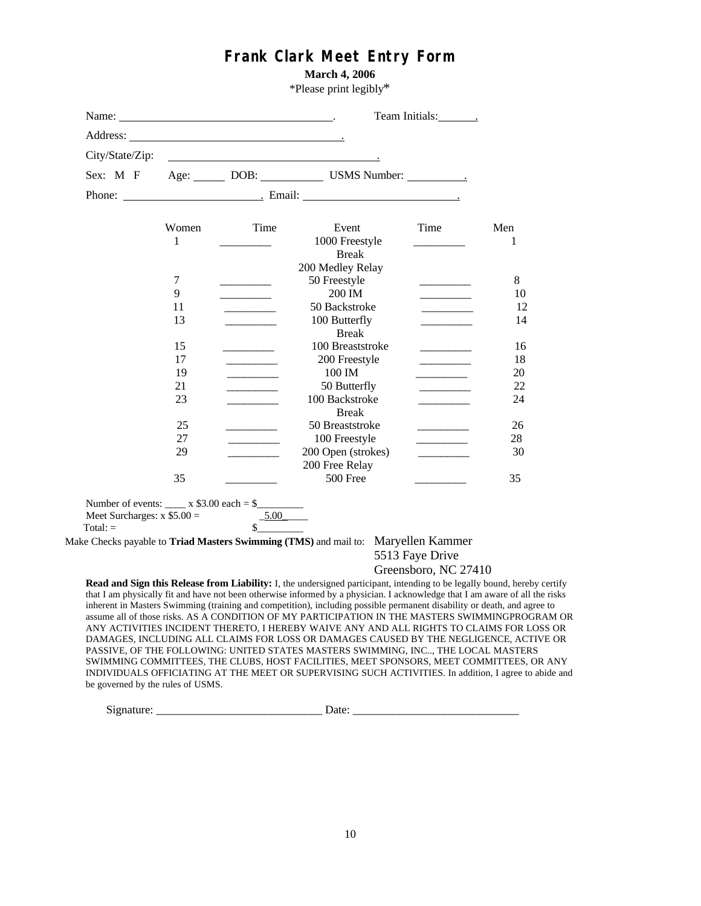# Frank Clark Meet Entry Form

**March 4, 2006**

*Please print legibly*

Name: ______________________________. Team Initials: ______.

Address: ______________________________.

City/State/Zip: ______________________________.

Sex: M F Age: _____ DOB: __________ USMS Number: _________.

Phone: ____________________. Email: ______________________.

| Women | Time | Event | Time | Men |
|---|---|---|---|---|
| 1 | _________ | 1000 Freestyle | _________ | 1 |
| | | Break | | |
| | | 200 Medley Relay | | |
| 7 | _________ | 50 Freestyle | _________ | 8 |
| 9 | _________ | 200 IM | _________ | 10 |
| 11 | _________ | 50 Backstroke | _________ | 12 |
| 13 | _________ | 100 Butterfly | _________ | 14 |
| | | Break | | |
| 15 | _________ | 100 Breaststroke | _________ | 16 |
| 17 | _________ | 200 Freestyle | _________ | 18 |
| 19 | _________ | 100 IM | _________ | 20 |
| 21 | _________ | 50 Butterfly | _________ | 22 |
| 23 | _________ | 100 Backstroke | _________ | 24 |
| | | Break | | |
| 25 | _________ | 50 Breaststroke | _________ | 26 |
| 27 | _________ | 100 Freestyle | _________ | 28 |
| 29 | _________ | 200 Open (strokes) | _________ | 30 |
| | | 200 Free Relay | | |
| 35 | _________ | 500 Free | _________ | 35 |

Number of events: ____ x $3.00 each = $_________

Meet Surcharges: x $5.00 = _5.00_____

Total: = $_________

Make Checks payable to **Triad Masters Swimming (TMS)** and mail to: Maryellen Kammer
5513 Faye Drive
Greensboro, NC 27410

**Read and Sign this Release from Liability:** I, the undersigned participant, intending to be legally bound, hereby certify that I am physically fit and have not been otherwise informed by a physician. I acknowledge that I am aware of all the risks inherent in Masters Swimming (training and competition), including possible permanent disability or death, and agree to assume all of those risks. AS A CONDITION OF MY PARTICIPATION IN THE MASTERS SWIMMINGPROGRAM OR ANY ACTIVITIES INCIDENT THERETO, I HEREBY WAIVE ANY AND ALL RIGHTS TO CLAIMS FOR LOSS OR DAMAGES, INCLUDING ALL CLAIMS FOR LOSS OR DAMAGES CAUSED BY THE NEGLIGENCE, ACTIVE OR PASSIVE, OF THE FOLLOWING: UNITED STATES MASTERS SWIMMING, INC.., THE LOCAL MASTERS SWIMMING COMMITTEES, THE CLUBS, HOST FACILITIES, MEET SPONSORS, MEET COMMITTEES, OR ANY INDIVIDUALS OFFICIATING AT THE MEET OR SUPERVISING SUCH ACTIVITIES. In addition, I agree to abide and be governed by the rules of USMS.

Signature: _____________________________ Date: _____________________________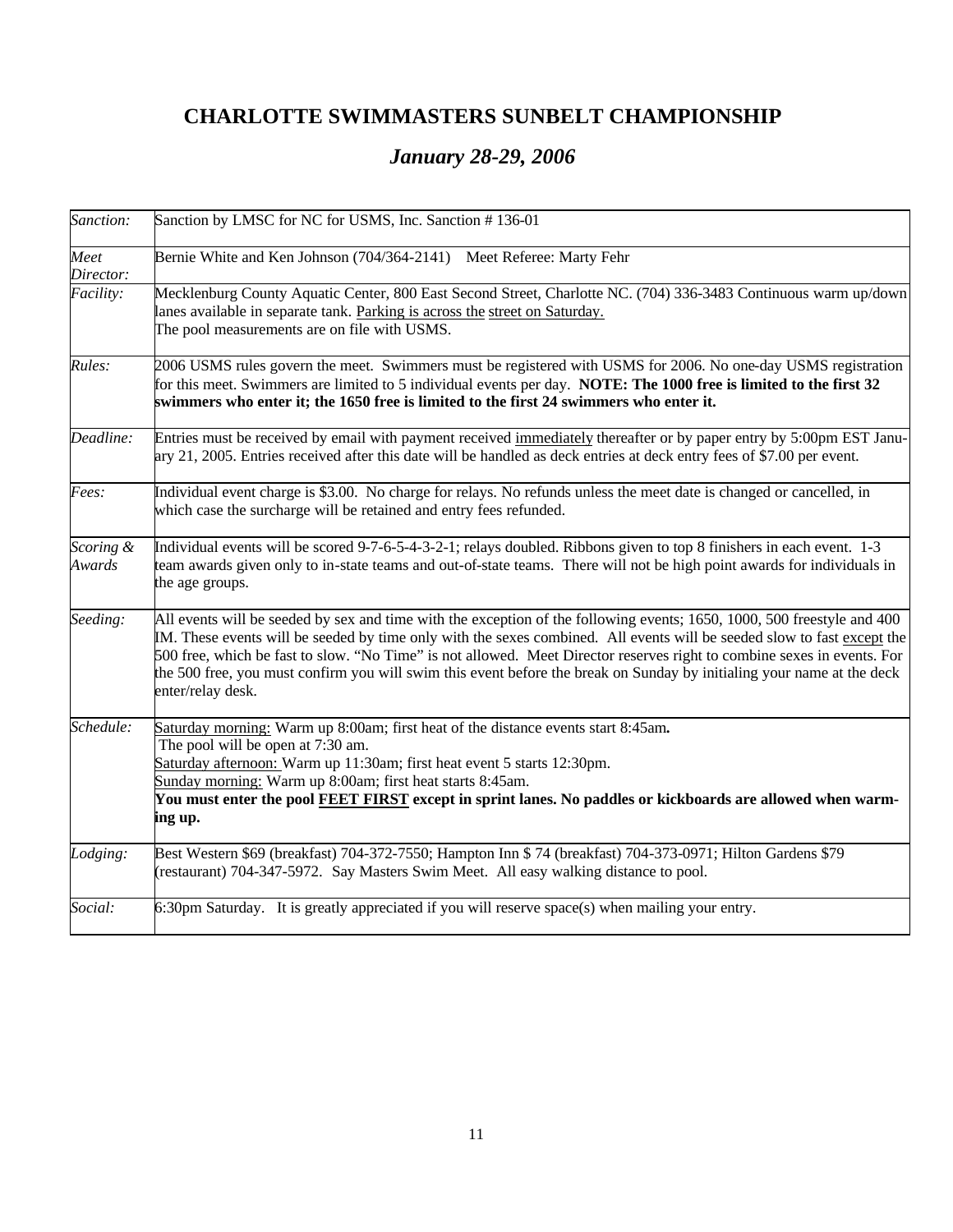# CHARLOTTE SWIMMASTERS SUNBELT CHAMPIONSHIP

## *January 28-29, 2006*

| | |
|---|---|
| *Sanction:* | Sanction by LMSC for NC for USMS, Inc. Sanction # 136-01 |
| *Meet Director:* | Bernie White and Ken Johnson (704/364-2141)    Meet Referee: Marty Fehr |
| *Facility:* | Mecklenburg County Aquatic Center, 800 East Second Street, Charlotte NC. (704) 336-3483 Continuous warm up/down lanes available in separate tank. <u>Parking is across the street on Saturday.</u><br>The pool measurements are on file with USMS. |
| *Rules:* | 2006 USMS rules govern the meet. Swimmers must be registered with USMS for 2006. No one-day USMS registration for this meet. Swimmers are limited to 5 individual events per day. **NOTE: The 1000 free is limited to the first 32 swimmers who enter it; the 1650 free is limited to the first 24 swimmers who enter it.** |
| *Deadline:* | Entries must be received by email with payment received <u>immediately</u> thereafter or by paper entry by 5:00pm EST January 21, 2005. Entries received after this date will be handled as deck entries at deck entry fees of $7.00 per event. |
| *Fees:* | Individual event charge is $3.00. No charge for relays. No refunds unless the meet date is changed or cancelled, in which case the surcharge will be retained and entry fees refunded. |
| *Scoring & Awards* | Individual events will be scored 9-7-6-5-4-3-2-1; relays doubled. Ribbons given to top 8 finishers in each event. 1-3 team awards given only to in-state teams and out-of-state teams. There will not be high point awards for individuals in the age groups. |
| *Seeding:* | All events will be seeded by sex and time with the exception of the following events; 1650, 1000, 500 freestyle and 400 IM. These events will be seeded by time only with the sexes combined. All events will be seeded slow to fast <u>except</u> the 500 free, which be fast to slow. "No Time" is not allowed. Meet Director reserves right to combine sexes in events. For the 500 free, you must confirm you will swim this event before the break on Sunday by initialing your name at the deck enter/relay desk. |
| *Schedule:* | <u>Saturday morning:</u> Warm up 8:00am; first heat of the distance events start 8:45am**.**<br>The pool will be open at 7:30 am.<br><u>Saturday afternoon:</u> Warm up 11:30am; first heat event 5 starts 12:30pm.<br><u>Sunday morning:</u> Warm up 8:00am; first heat starts 8:45am.<br>**You must enter the pool <u>FEET FIRST</u> except in sprint lanes. No paddles or kickboards are allowed when warming up.** |
| *Lodging:* | Best Western $69 (breakfast) 704-372-7550; Hampton Inn $ 74 (breakfast) 704-373-0971; Hilton Gardens $79 (restaurant) 704-347-5972. Say Masters Swim Meet. All easy walking distance to pool. |
| *Social:* | 6:30pm Saturday. It is greatly appreciated if you will reserve space(s) when mailing your entry. |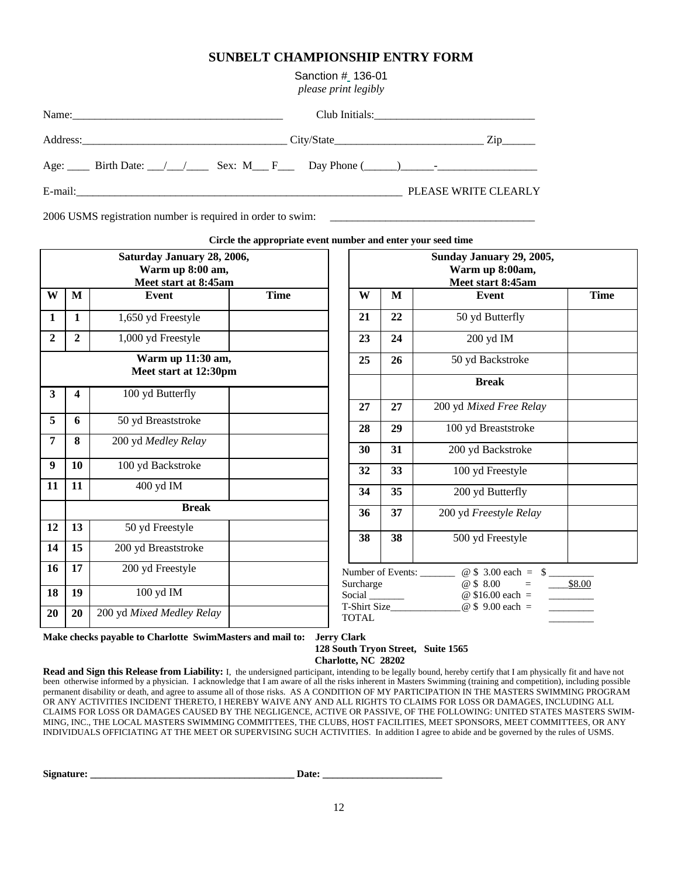# SUNBELT CHAMPIONSHIP ENTRY FORM

Sanction # 136-01

*please print legibly*

Name:_____________________________________ Club Initials:____________________________

Address:____________________________________ City/State__________________________ Zip______

Age: ____ Birth Date: ___/___/____ Sex: M___ F___ Day Phone (______)______-__________________

E-mail:_____________________________________________________________ PLEASE WRITE CLEARLY

2006 USMS registration number is required in order to swim: _____________________________________

**Circle the appropriate event number and enter your seed time**

| **Saturday January 28, 2006, Warm up 8:00 am, Meet start at 8:45am** | | | |
|---|---|---|---|
| **W** | **M** | **Event** | **Time** |
| **1** | **1** | 1,650 yd Freestyle | |
| **2** | **2** | 1,000 yd Freestyle | |
| **Warm up 11:30 am, Meet start at 12:30pm** | | | |
| **3** | **4** | 100 yd Butterfly | |
| **5** | **6** | 50 yd Breaststroke | |
| **7** | **8** | 200 yd *Medley Relay* | |
| **9** | **10** | 100 yd Backstroke | |
| **11** | **11** | 400 yd IM | |
| | | **Break** | |
| **12** | **13** | 50 yd Freestyle | |
| **14** | **15** | 200 yd Breaststroke | |
| **16** | **17** | 200 yd Freestyle | |
| **18** | **19** | 100 yd IM | |
| **20** | **20** | 200 yd *Mixed Medley Relay* | |

| **Sunday January 29, 2005, Warm up 8:00am, Meet start 8:45am** | | | |
|---|---|---|---|
| **W** | **M** | **Event** | **Time** |
| **21** | **22** | 50 yd Butterfly | |
| **23** | **24** | 200 yd IM | |
| **25** | **26** | 50 yd Backstroke | |
| | | **Break** | |
| **27** | **27** | 200 yd *Mixed Free Relay* | |
| **28** | **29** | 100 yd Breaststroke | |
| **30** | **31** | 200 yd Backstroke | |
| **32** | **33** | 100 yd Freestyle | |
| **34** | **35** | 200 yd Butterfly | |
| **36** | **37** | 200 yd *Freestyle Relay* | |
| **38** | **38** | 500 yd Freestyle | |

Number of Events: _______ @ $ 3.00 each = $ _________
Surcharge @ $ 8.00 = ____$8.00
Social _______ @ $16.00 each = _________
T-Shirt Size______________ @ $ 9.00 each = _________
TOTAL _________

**Make checks payable to Charlotte SwimMasters and mail to: Jerry Clark**
**128 South Tryon Street, Suite 1565**
**Charlotte, NC 28202**

**Read and Sign this Release from Liability:** I, the undersigned participant, intending to be legally bound, hereby certify that I am physically fit and have not been otherwise informed by a physician. I acknowledge that I am aware of all the risks inherent in Masters Swimming (training and competition), including possible permanent disability or death, and agree to assume all of those risks. AS A CONDITION OF MY PARTICIPATION IN THE MASTERS SWIMMING PROGRAM OR ANY ACTIVITIES INCIDENT THERETO, I HEREBY WAIVE ANY AND ALL RIGHTS TO CLAIMS FOR LOSS OR DAMAGES, INCLUDING ALL CLAIMS FOR LOSS OR DAMAGES CAUSED BY THE NEGLIGENCE, ACTIVE OR PASSIVE, OF THE FOLLOWING: UNITED STATES MASTERS SWIM-MING, INC., THE LOCAL MASTERS SWIMMING COMMITTEES, THE CLUBS, HOST FACILITIES, MEET SPONSORS, MEET COMMITTEES, OR ANY INDIVIDUALS OFFICIATING AT THE MEET OR SUPERVISING SUCH ACTIVITIES. In addition I agree to abide and be governed by the rules of USMS.

**Signature: ________________________________________ Date: _______________________**